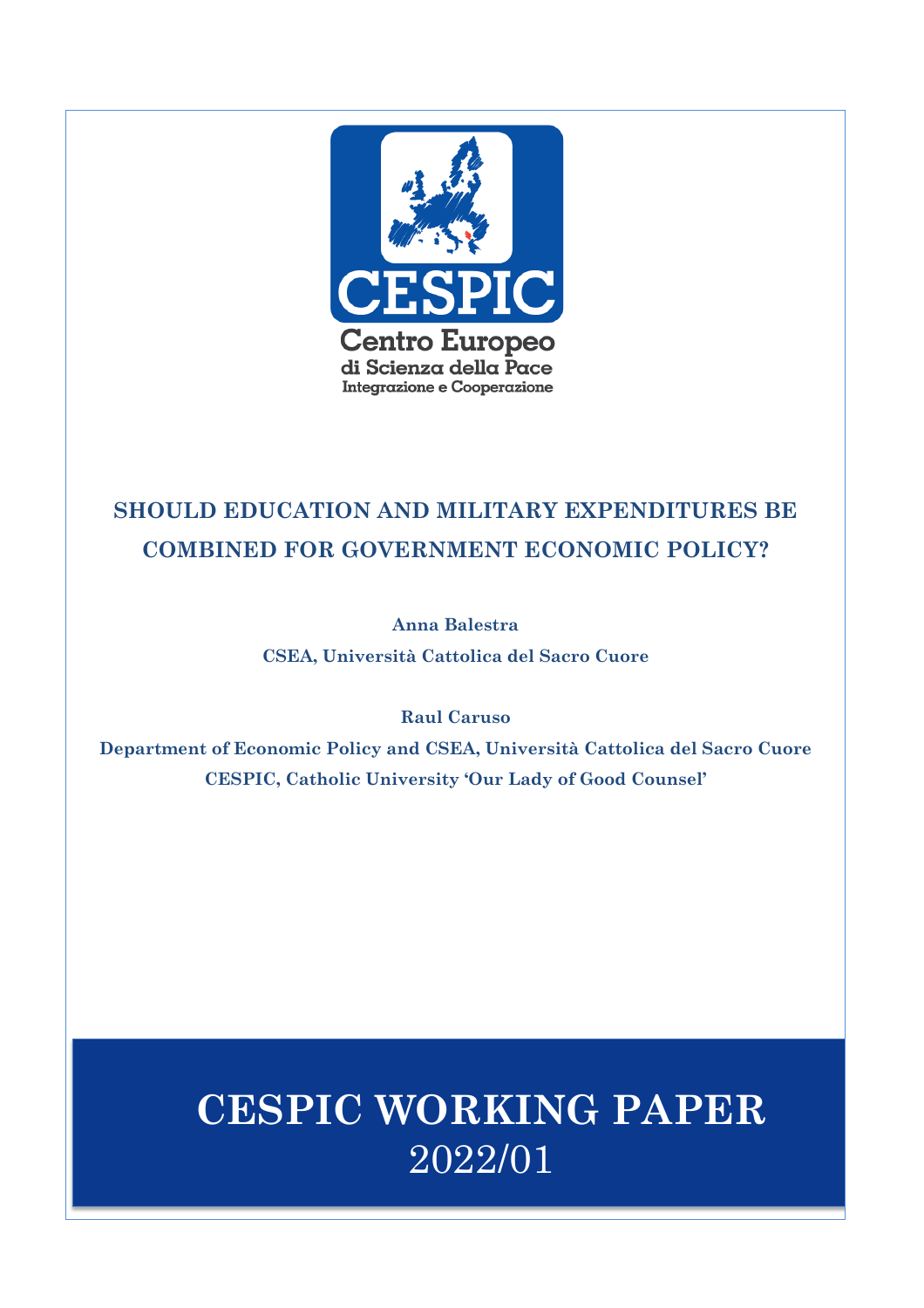CESPIC

Centro Europeo
di Scienza della Pace
Integrazione e Cooperazione

# SHOULD EDUCATION AND MILITARY EXPENDITURES BE COMBINED FOR GOVERNMENT ECONOMIC POLICY?

**Anna Balestra**

**CSEA, Università Cattolica del Sacro Cuore**

**Raul Caruso**

**Department of Economic Policy and CSEA, Università Cattolica del Sacro Cuore**

**CESPIC, Catholic University 'Our Lady of Good Counsel'**

# CESPIC WORKING PAPER

2022/01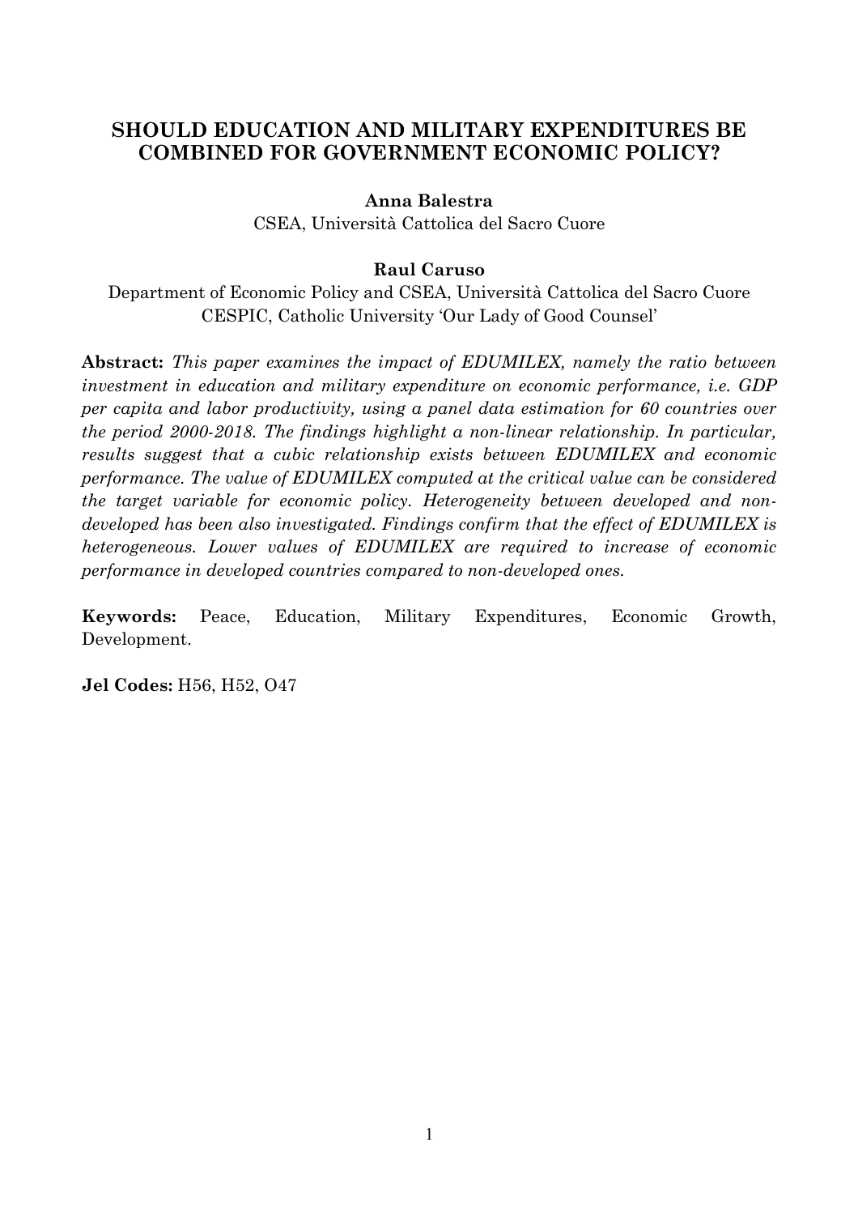# SHOULD EDUCATION AND MILITARY EXPENDITURES BE COMBINED FOR GOVERNMENT ECONOMIC POLICY?

**Anna Balestra**
CSEA, Università Cattolica del Sacro Cuore

**Raul Caruso**
Department of Economic Policy and CSEA, Università Cattolica del Sacro Cuore
CESPIC, Catholic University 'Our Lady of Good Counsel'

**Abstract:** *This paper examines the impact of EDUMILEX, namely the ratio between investment in education and military expenditure on economic performance, i.e. GDP per capita and labor productivity, using a panel data estimation for 60 countries over the period 2000-2018. The findings highlight a non-linear relationship. In particular, results suggest that a cubic relationship exists between EDUMILEX and economic performance. The value of EDUMILEX computed at the critical value can be considered the target variable for economic policy. Heterogeneity between developed and non-developed has been also investigated. Findings confirm that the effect of EDUMILEX is heterogeneous. Lower values of EDUMILEX are required to increase of economic performance in developed countries compared to non-developed ones.*

**Keywords:** Peace, Education, Military Expenditures, Economic Growth, Development.

**Jel Codes:** H56, H52, O47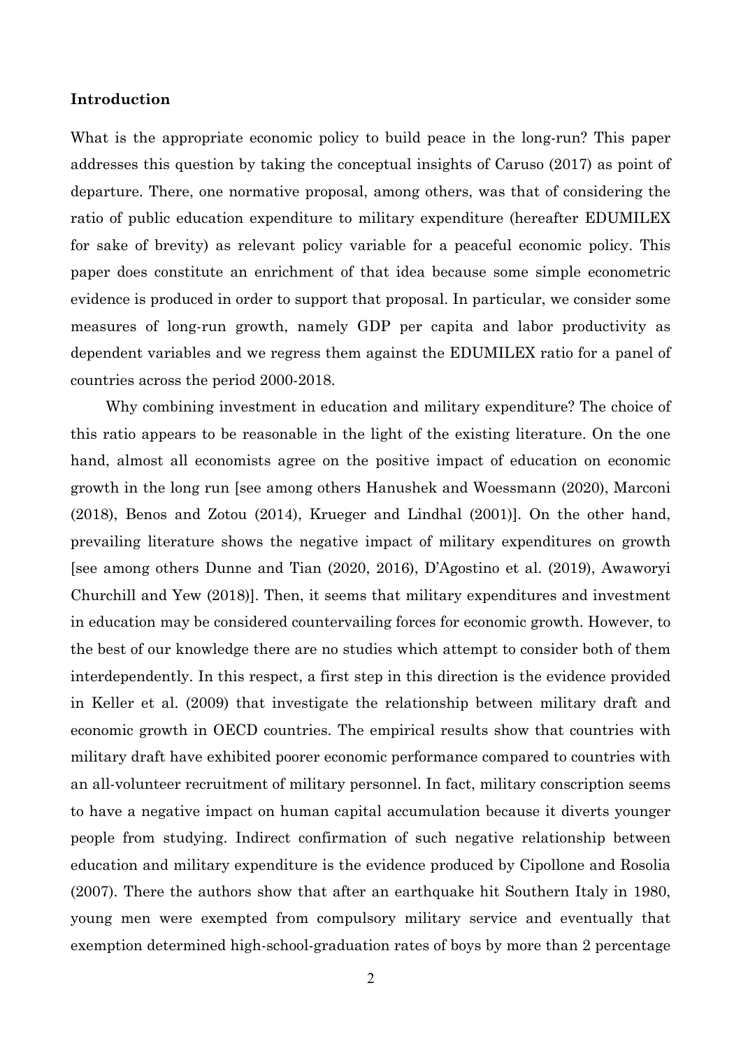## Introduction

What is the appropriate economic policy to build peace in the long-run? This paper addresses this question by taking the conceptual insights of Caruso (2017) as point of departure. There, one normative proposal, among others, was that of considering the ratio of public education expenditure to military expenditure (hereafter EDUMILEX for sake of brevity) as relevant policy variable for a peaceful economic policy. This paper does constitute an enrichment of that idea because some simple econometric evidence is produced in order to support that proposal. In particular, we consider some measures of long-run growth, namely GDP per capita and labor productivity as dependent variables and we regress them against the EDUMILEX ratio for a panel of countries across the period 2000-2018.

Why combining investment in education and military expenditure? The choice of this ratio appears to be reasonable in the light of the existing literature. On the one hand, almost all economists agree on the positive impact of education on economic growth in the long run [see among others Hanushek and Woessmann (2020), Marconi (2018), Benos and Zotou (2014), Krueger and Lindhal (2001)]. On the other hand, prevailing literature shows the negative impact of military expenditures on growth [see among others Dunne and Tian (2020, 2016), D'Agostino et al. (2019), Awaworyi Churchill and Yew (2018)]. Then, it seems that military expenditures and investment in education may be considered countervailing forces for economic growth. However, to the best of our knowledge there are no studies which attempt to consider both of them interdependently. In this respect, a first step in this direction is the evidence provided in Keller et al. (2009) that investigate the relationship between military draft and economic growth in OECD countries. The empirical results show that countries with military draft have exhibited poorer economic performance compared to countries with an all-volunteer recruitment of military personnel. In fact, military conscription seems to have a negative impact on human capital accumulation because it diverts younger people from studying. Indirect confirmation of such negative relationship between education and military expenditure is the evidence produced by Cipollone and Rosolia (2007). There the authors show that after an earthquake hit Southern Italy in 1980, young men were exempted from compulsory military service and eventually that exemption determined high-school-graduation rates of boys by more than 2 percentage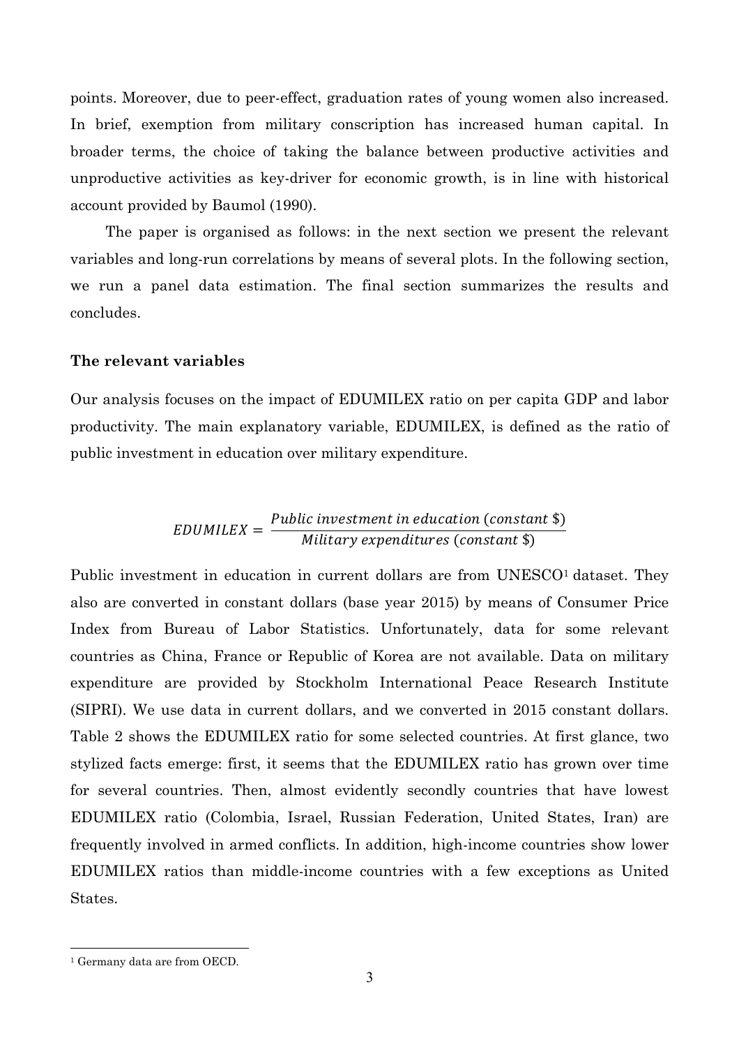points. Moreover, due to peer-effect, graduation rates of young women also increased. In brief, exemption from military conscription has increased human capital. In broader terms, the choice of taking the balance between productive activities and unproductive activities as key-driver for economic growth, is in line with historical account provided by Baumol (1990).

The paper is organised as follows: in the next section we present the relevant variables and long-run correlations by means of several plots. In the following section, we run a panel data estimation. The final section summarizes the results and concludes.

### The relevant variables

Our analysis focuses on the impact of EDUMILEX ratio on per capita GDP and labor productivity. The main explanatory variable, EDUMILEX, is defined as the ratio of public investment in education over military expenditure.

$$EDUMILEX = \frac{Public\ investment\ in\ education\ (constant\ \$)}{Military\ expenditures\ (constant\ \$)}$$

Public investment in education in current dollars are from UNESCO[1] dataset. They also are converted in constant dollars (base year 2015) by means of Consumer Price Index from Bureau of Labor Statistics. Unfortunately, data for some relevant countries as China, France or Republic of Korea are not available. Data on military expenditure are provided by Stockholm International Peace Research Institute (SIPRI). We use data in current dollars, and we converted in 2015 constant dollars. Table 2 shows the EDUMILEX ratio for some selected countries. At first glance, two stylized facts emerge: first, it seems that the EDUMILEX ratio has grown over time for several countries. Then, almost evidently secondly countries that have lowest EDUMILEX ratio (Colombia, Israel, Russian Federation, United States, Iran) are frequently involved in armed conflicts. In addition, high-income countries show lower EDUMILEX ratios than middle-income countries with a few exceptions as United States.

[1] Germany data are from OECD.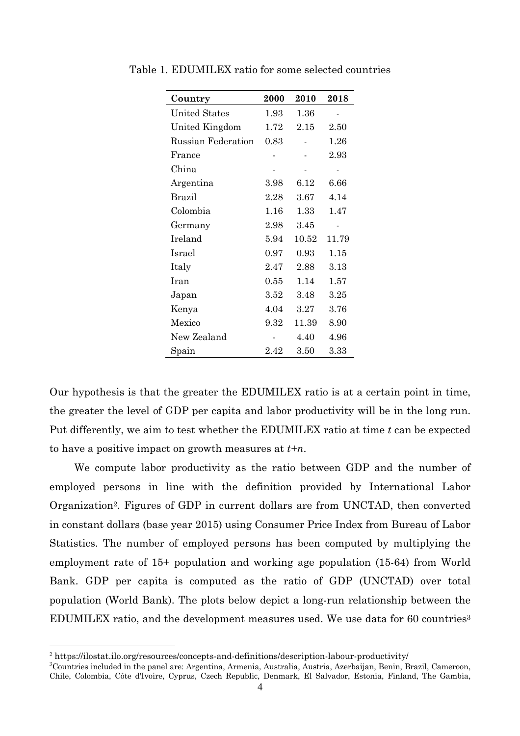Table 1. EDUMILEX ratio for some selected countries

| **Country** | **2000** | **2010** | **2018** |
|---|---|---|---|
| United States | 1.93 | 1.36 | - |
| United Kingdom | 1.72 | 2.15 | 2.50 |
| Russian Federation | 0.83 | - | 1.26 |
| France | - | - | 2.93 |
| China | - | - | - |
| Argentina | 3.98 | 6.12 | 6.66 |
| Brazil | 2.28 | 3.67 | 4.14 |
| Colombia | 1.16 | 1.33 | 1.47 |
| Germany | 2.98 | 3.45 | - |
| Ireland | 5.94 | 10.52 | 11.79 |
| Israel | 0.97 | 0.93 | 1.15 |
| Italy | 2.47 | 2.88 | 3.13 |
| Iran | 0.55 | 1.14 | 1.57 |
| Japan | 3.52 | 3.48 | 3.25 |
| Kenya | 4.04 | 3.27 | 3.76 |
| Mexico | 9.32 | 11.39 | 8.90 |
| New Zealand | - | 4.40 | 4.96 |
| Spain | 2.42 | 3.50 | 3.33 |

Our hypothesis is that the greater the EDUMILEX ratio is at a certain point in time, the greater the level of GDP per capita and labor productivity will be in the long run. Put differently, we aim to test whether the EDUMILEX ratio at time *t* can be expected to have a positive impact on growth measures at *t+n*.

We compute labor productivity as the ratio between GDP and the number of employed persons in line with the definition provided by International Labor Organization[2]. Figures of GDP in current dollars are from UNCTAD, then converted in constant dollars (base year 2015) using Consumer Price Index from Bureau of Labor Statistics. The number of employed persons has been computed by multiplying the employment rate of 15+ population and working age population (15-64) from World Bank. GDP per capita is computed as the ratio of GDP (UNCTAD) over total population (World Bank). The plots below depict a long-run relationship between the EDUMILEX ratio, and the development measures used. We use data for 60 countries[3]

[2] https://ilostat.ilo.org/resources/concepts-and-definitions/description-labour-productivity/

[3] Countries included in the panel are: Argentina, Armenia, Australia, Austria, Azerbaijan, Benin, Brazil, Cameroon, Chile, Colombia, Côte d'Ivoire, Cyprus, Czech Republic, Denmark, El Salvador, Estonia, Finland, The Gambia,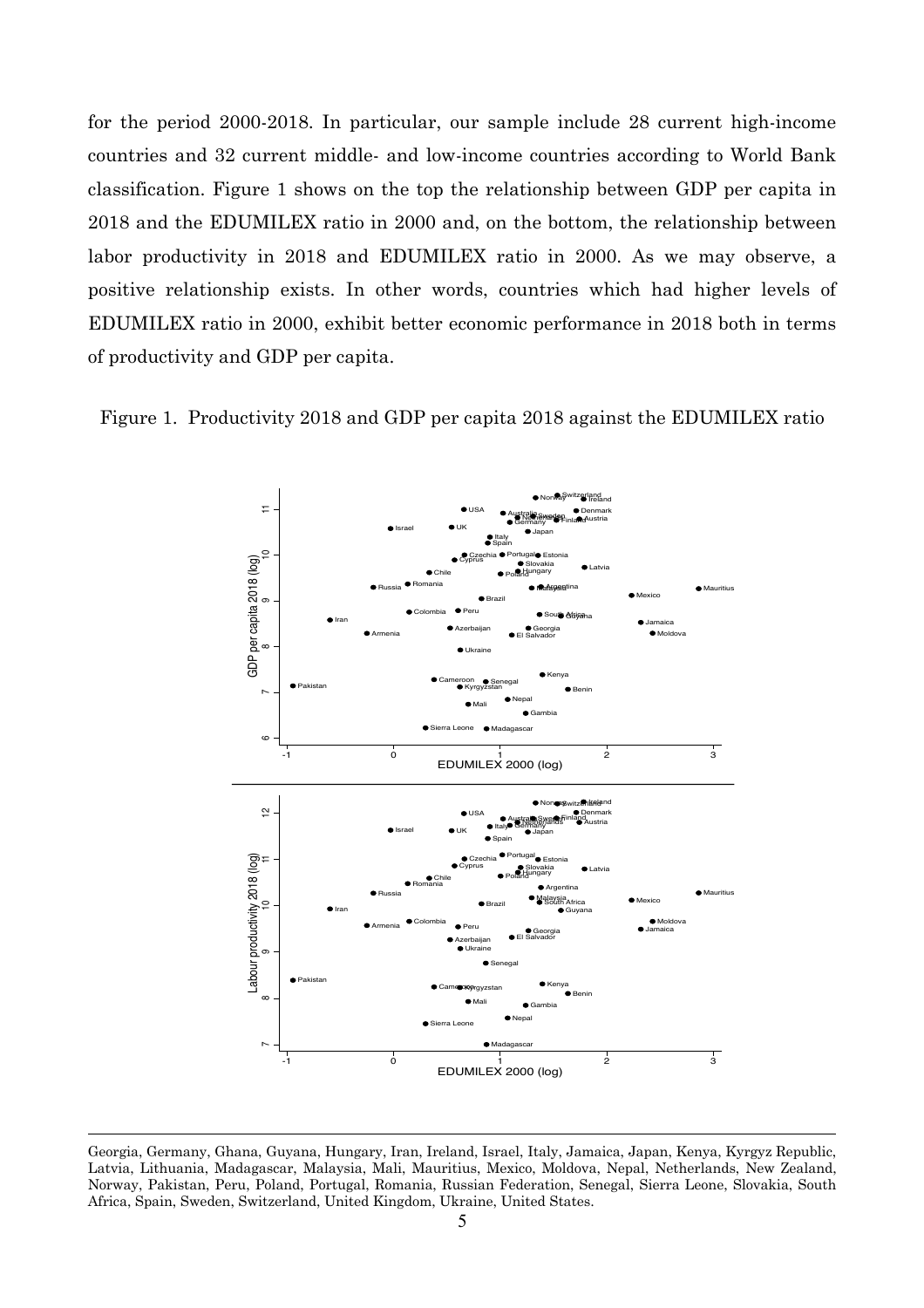for the period 2000-2018. In particular, our sample include 28 current high-income countries and 32 current middle- and low-income countries according to World Bank classification. Figure 1 shows on the top the relationship between GDP per capita in 2018 and the EDUMILEX ratio in 2000 and, on the bottom, the relationship between labor productivity in 2018 and EDUMILEX ratio in 2000. As we may observe, a positive relationship exists. In other words, countries which had higher levels of EDUMILEX ratio in 2000, exhibit better economic performance in 2018 both in terms of productivity and GDP per capita.

Figure 1. Productivity 2018 and GDP per capita 2018 against the EDUMILEX ratio

---

Georgia, Germany, Ghana, Guyana, Hungary, Iran, Ireland, Israel, Italy, Jamaica, Japan, Kenya, Kyrgyz Republic, Latvia, Lithuania, Madagascar, Malaysia, Mali, Mauritius, Mexico, Moldova, Nepal, Netherlands, New Zealand, Norway, Pakistan, Peru, Poland, Portugal, Romania, Russian Federation, Senegal, Sierra Leone, Slovakia, South Africa, Spain, Sweden, Switzerland, United Kingdom, Ukraine, United States.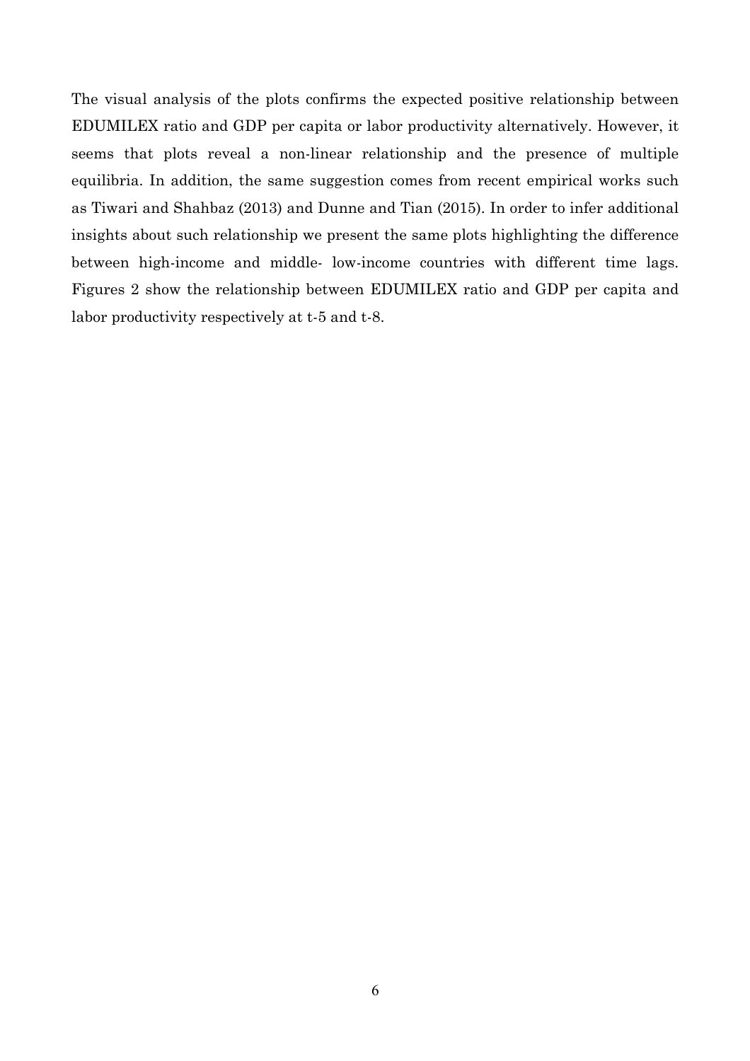The visual analysis of the plots confirms the expected positive relationship between EDUMILEX ratio and GDP per capita or labor productivity alternatively. However, it seems that plots reveal a non-linear relationship and the presence of multiple equilibria. In addition, the same suggestion comes from recent empirical works such as Tiwari and Shahbaz (2013) and Dunne and Tian (2015). In order to infer additional insights about such relationship we present the same plots highlighting the difference between high-income and middle- low-income countries with different time lags. Figures 2 show the relationship between EDUMILEX ratio and GDP per capita and labor productivity respectively at t-5 and t-8.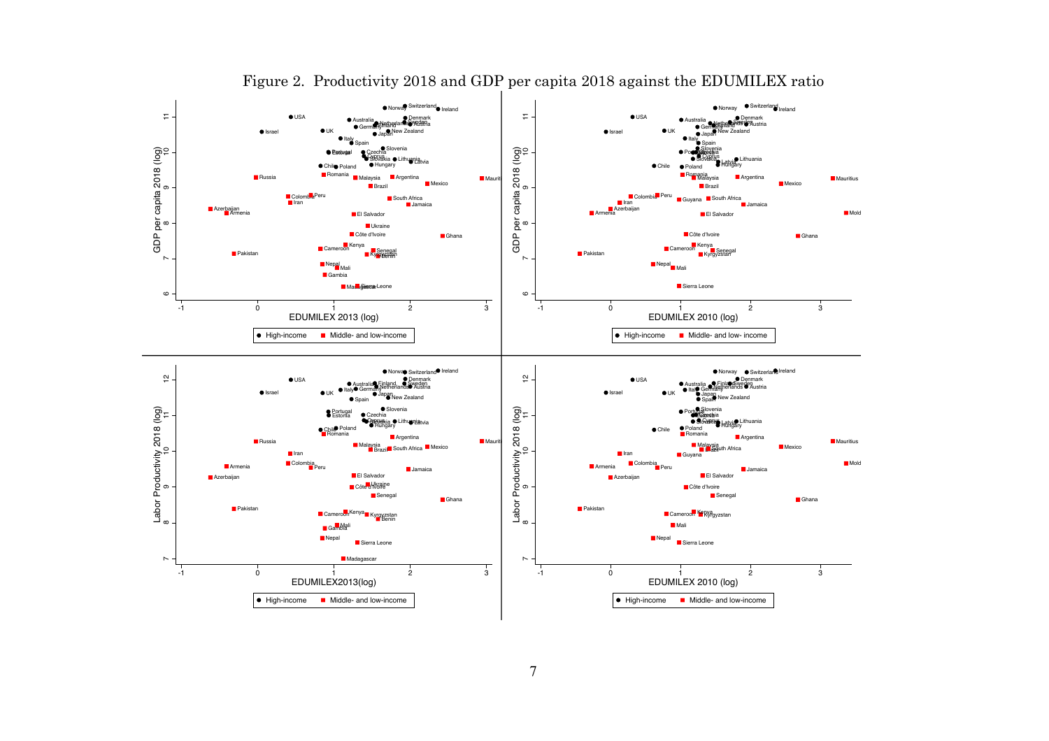Figure 2. Productivity 2018 and GDP per capita 2018 against the EDUMILEX ratio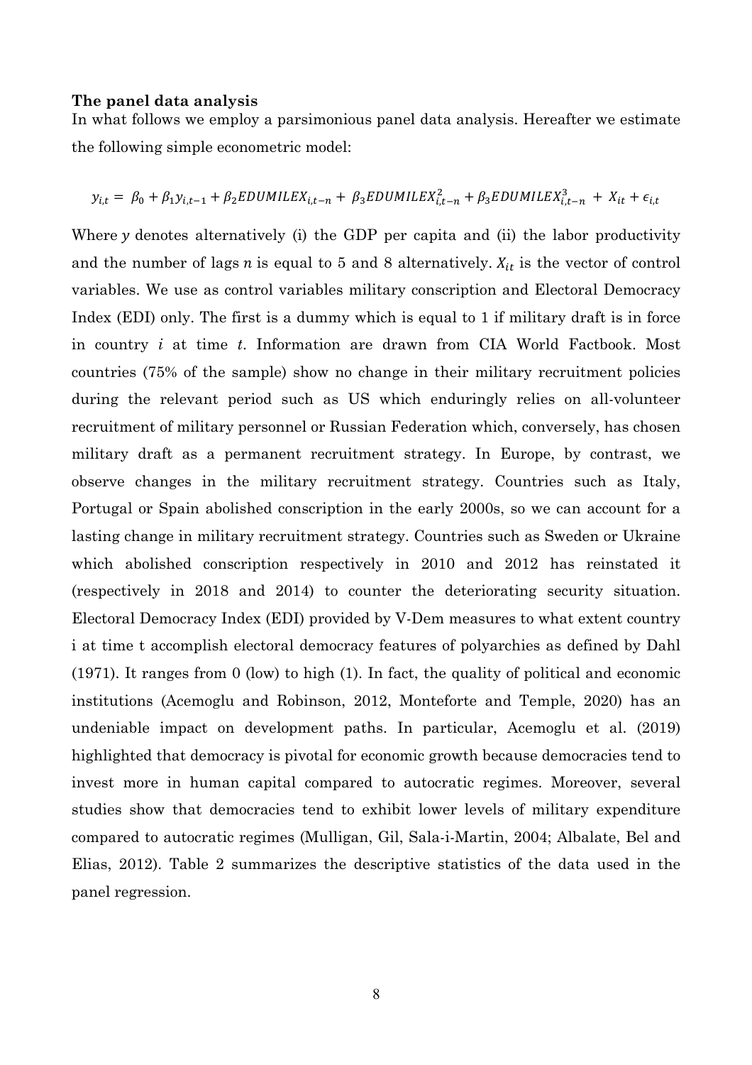**The panel data analysis**

In what follows we employ a parsimonious panel data analysis. Hereafter we estimate the following simple econometric model:

$$y_{i,t} = \beta_0 + \beta_1 y_{i,t-1} + \beta_2 EDUMILEX_{i,t-n} + \beta_3 EDUMILEX^2_{i,t-n} + \beta_3 EDUMILEX^3_{i,t-n} + X_{it} + \epsilon_{i,t}$$

Where $y$ denotes alternatively (i) the GDP per capita and (ii) the labor productivity and the number of lags $n$ is equal to 5 and 8 alternatively. $X_{it}$ is the vector of control variables. We use as control variables military conscription and Electoral Democracy Index (EDI) only. The first is a dummy which is equal to 1 if military draft is in force in country $i$ at time $t$. Information are drawn from CIA World Factbook. Most countries (75% of the sample) show no change in their military recruitment policies during the relevant period such as US which enduringly relies on all-volunteer recruitment of military personnel or Russian Federation which, conversely, has chosen military draft as a permanent recruitment strategy. In Europe, by contrast, we observe changes in the military recruitment strategy. Countries such as Italy, Portugal or Spain abolished conscription in the early 2000s, so we can account for a lasting change in military recruitment strategy. Countries such as Sweden or Ukraine which abolished conscription respectively in 2010 and 2012 has reinstated it (respectively in 2018 and 2014) to counter the deteriorating security situation. Electoral Democracy Index (EDI) provided by V-Dem measures to what extent country i at time t accomplish electoral democracy features of polyarchies as defined by Dahl (1971). It ranges from 0 (low) to high (1). In fact, the quality of political and economic institutions (Acemoglu and Robinson, 2012, Monteforte and Temple, 2020) has an undeniable impact on development paths. In particular, Acemoglu et al. (2019) highlighted that democracy is pivotal for economic growth because democracies tend to invest more in human capital compared to autocratic regimes. Moreover, several studies show that democracies tend to exhibit lower levels of military expenditure compared to autocratic regimes (Mulligan, Gil, Sala-i-Martin, 2004; Albalate, Bel and Elias, 2012). Table 2 summarizes the descriptive statistics of the data used in the panel regression.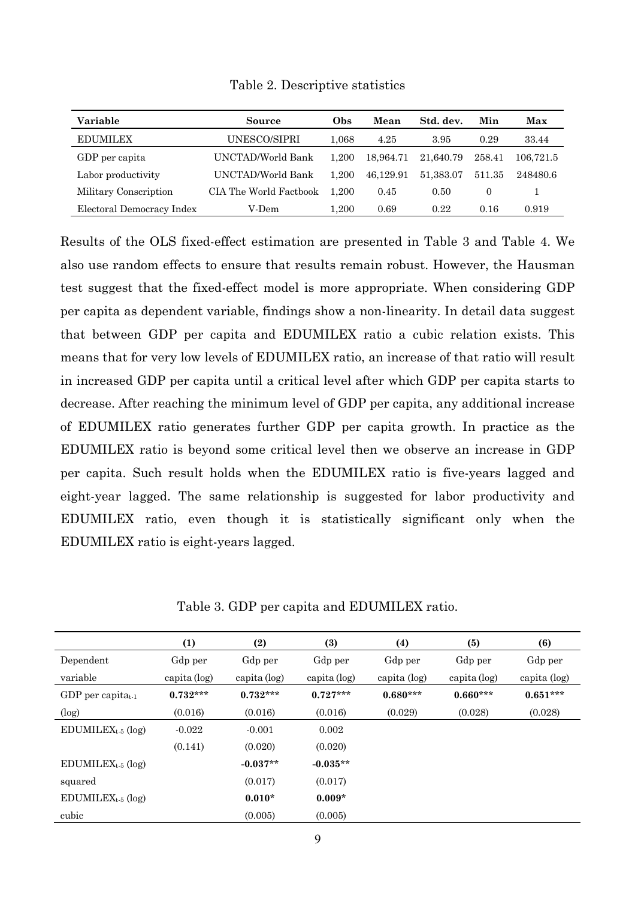Table 2. Descriptive statistics

| Variable | Source | Obs | Mean | Std. dev. | Min | Max |
|---|---|---|---|---|---|---|
| EDUMILEX | UNESCO/SIPRI | 1,068 | 4.25 | 3.95 | 0.29 | 33.44 |
| GDP per capita | UNCTAD/World Bank | 1,200 | 18,964.71 | 21,640.79 | 258.41 | 106,721.5 |
| Labor productivity | UNCTAD/World Bank | 1,200 | 46,129.91 | 51,383.07 | 511.35 | 248480.6 |
| Military Conscription | CIA The World Factbook | 1,200 | 0.45 | 0.50 | 0 | 1 |
| Electoral Democracy Index | V-Dem | 1,200 | 0.69 | 0.22 | 0.16 | 0.919 |

Results of the OLS fixed-effect estimation are presented in Table 3 and Table 4. We also use random effects to ensure that results remain robust. However, the Hausman test suggest that the fixed-effect model is more appropriate. When considering GDP per capita as dependent variable, findings show a non-linearity. In detail data suggest that between GDP per capita and EDUMILEX ratio a cubic relation exists. This means that for very low levels of EDUMILEX ratio, an increase of that ratio will result in increased GDP per capita until a critical level after which GDP per capita starts to decrease. After reaching the minimum level of GDP per capita, any additional increase of EDUMILEX ratio generates further GDP per capita growth. In practice as the EDUMILEX ratio is beyond some critical level then we observe an increase in GDP per capita. Such result holds when the EDUMILEX ratio is five-years lagged and eight-year lagged. The same relationship is suggested for labor productivity and EDUMILEX ratio, even though it is statistically significant only when the EDUMILEX ratio is eight-years lagged.

Table 3. GDP per capita and EDUMILEX ratio.

| | (1) | (2) | (3) | (4) | (5) | (6) |
|---|---|---|---|---|---|---|
| Dependent variable | Gdp per capita (log) | Gdp per capita (log) | Gdp per capita (log) | Gdp per capita (log) | Gdp per capita (log) | Gdp per capita (log) |
| GDP per capita$_{t-1}$ (log) | **0.732*** ** | **0.732*** ** | **0.727*** ** | **0.680*** ** | **0.660*** ** | **0.651*** ** |
| | (0.016) | (0.016) | (0.016) | (0.029) | (0.028) | (0.028) |
| EDUMILEX$_{t-5}$ (log) | -0.022 | -0.001 | 0.002 | | | |
| | (0.141) | (0.020) | (0.020) | | | |
| EDUMILEX$_{t-5}$ (log) squared | | **-0.037** ** | **-0.035** ** | | | |
| | | (0.017) | (0.017) | | | |
| EDUMILEX$_{t-5}$ (log) cubic | | **0.010*** | **0.009*** | | | |
| | | (0.005) | (0.005) | | | |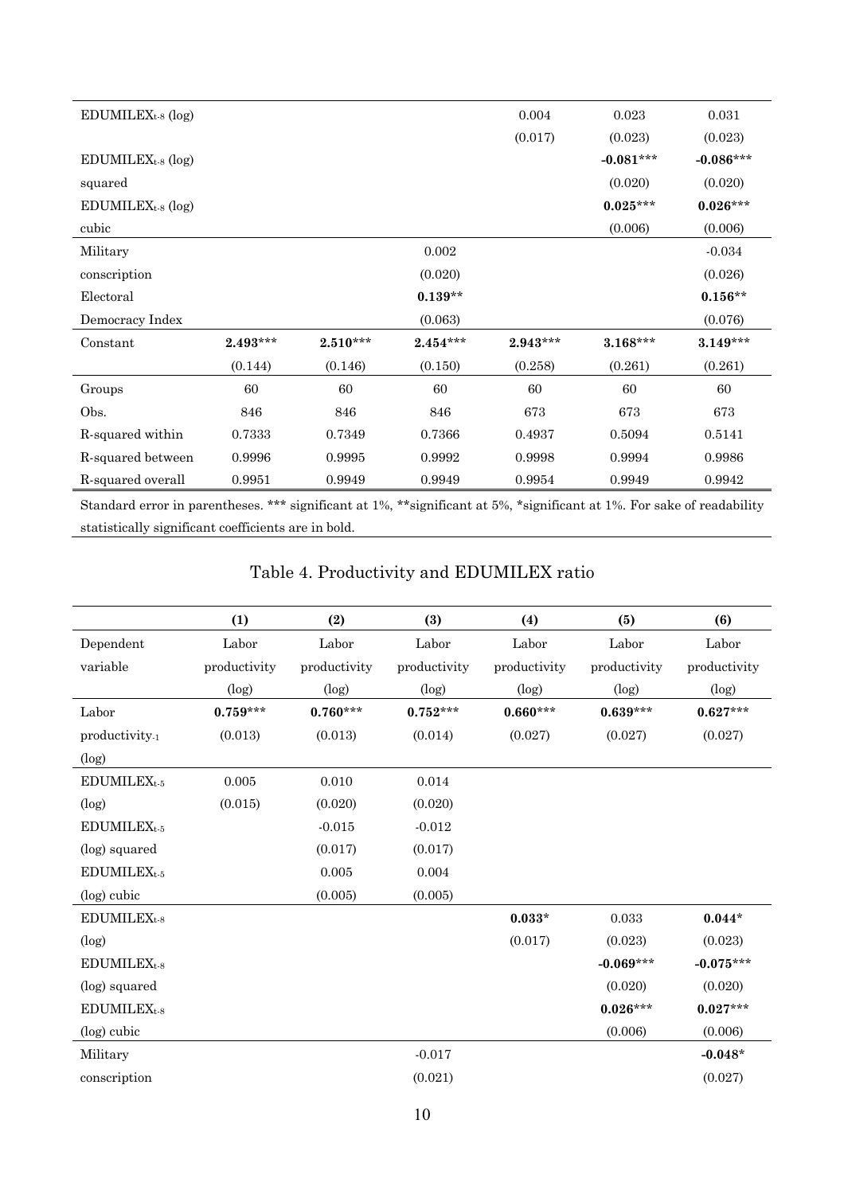| | | | | | | |
|---|---|---|---|---|---|---|
| $EDUMILEX_{t-8}$ (log) | | | | 0.004 | 0.023 | 0.031 |
| | | | | (0.017) | (0.023) | (0.023) |
| $EDUMILEX_{t-8}$ (log) squared | | | | | **-0.081*** ** | **-0.086*** ** |
| | | | | | (0.020) | (0.020) |
| $EDUMILEX_{t-8}$ (log) cubic | | | | | **0.025*** ** | **0.026*** ** |
| | | | | | (0.006) | (0.006) |
| Military conscription | | | 0.002 | | | -0.034 |
| | | | (0.020) | | | (0.026) |
| Electoral Democracy Index | | | **0.139** ** | | | **0.156** ** |
| | | | (0.063) | | | (0.076) |
| Constant | **2.493*** ** | **2.510*** ** | **2.454*** ** | **2.943*** ** | **3.168*** ** | **3.149*** ** |
| | (0.144) | (0.146) | (0.150) | (0.258) | (0.261) | (0.261) |
| Groups | 60 | 60 | 60 | 60 | 60 | 60 |
| Obs. | 846 | 846 | 846 | 673 | 673 | 673 |
| R-squared within | 0.7333 | 0.7349 | 0.7366 | 0.4937 | 0.5094 | 0.5141 |
| R-squared between | 0.9996 | 0.9995 | 0.9992 | 0.9998 | 0.9994 | 0.9986 |
| R-squared overall | 0.9951 | 0.9949 | 0.9949 | 0.9954 | 0.9949 | 0.9942 |

Standard error in parentheses. *** significant at 1%, **significant at 5%, *significant at 1%. For sake of readability statistically significant coefficients are in bold.

## Table 4. Productivity and EDUMILEX ratio

| | (1) | (2) | (3) | (4) | (5) | (6) |
|---|---|---|---|---|---|---|
| Dependent variable | Labor productivity (log) | Labor productivity (log) | Labor productivity (log) | Labor productivity (log) | Labor productivity (log) | Labor productivity (log) |
| Labor $productivity_{-1}$ (log) | **0.759*** ** | **0.760*** ** | **0.752*** ** | **0.660*** ** | **0.639*** ** | **0.627*** ** |
| | (0.013) | (0.013) | (0.014) | (0.027) | (0.027) | (0.027) |
| $EDUMILEX_{t-5}$ (log) | 0.005 | 0.010 | 0.014 | | | |
| | (0.015) | (0.020) | (0.020) | | | |
| $EDUMILEX_{t-5}$ (log) squared | | -0.015 | -0.012 | | | |
| | | (0.017) | (0.017) | | | |
| $EDUMILEX_{t-5}$ (log) cubic | | 0.005 | 0.004 | | | |
| | | (0.005) | (0.005) | | | |
| $EDUMILEX_{t-8}$ (log) | | | | **0.033*** | 0.033 | **0.044*** |
| | | | | (0.017) | (0.023) | (0.023) |
| $EDUMILEX_{t-8}$ (log) squared | | | | | **-0.069*** ** | **-0.075*** ** |
| | | | | | (0.020) | (0.020) |
| $EDUMILEX_{t-8}$ (log) cubic | | | | | **0.026*** ** | **0.027*** ** |
| | | | | | (0.006) | (0.006) |
| Military conscription | | | -0.017 | | | **-0.048*** |
| | | | (0.021) | | | (0.027) |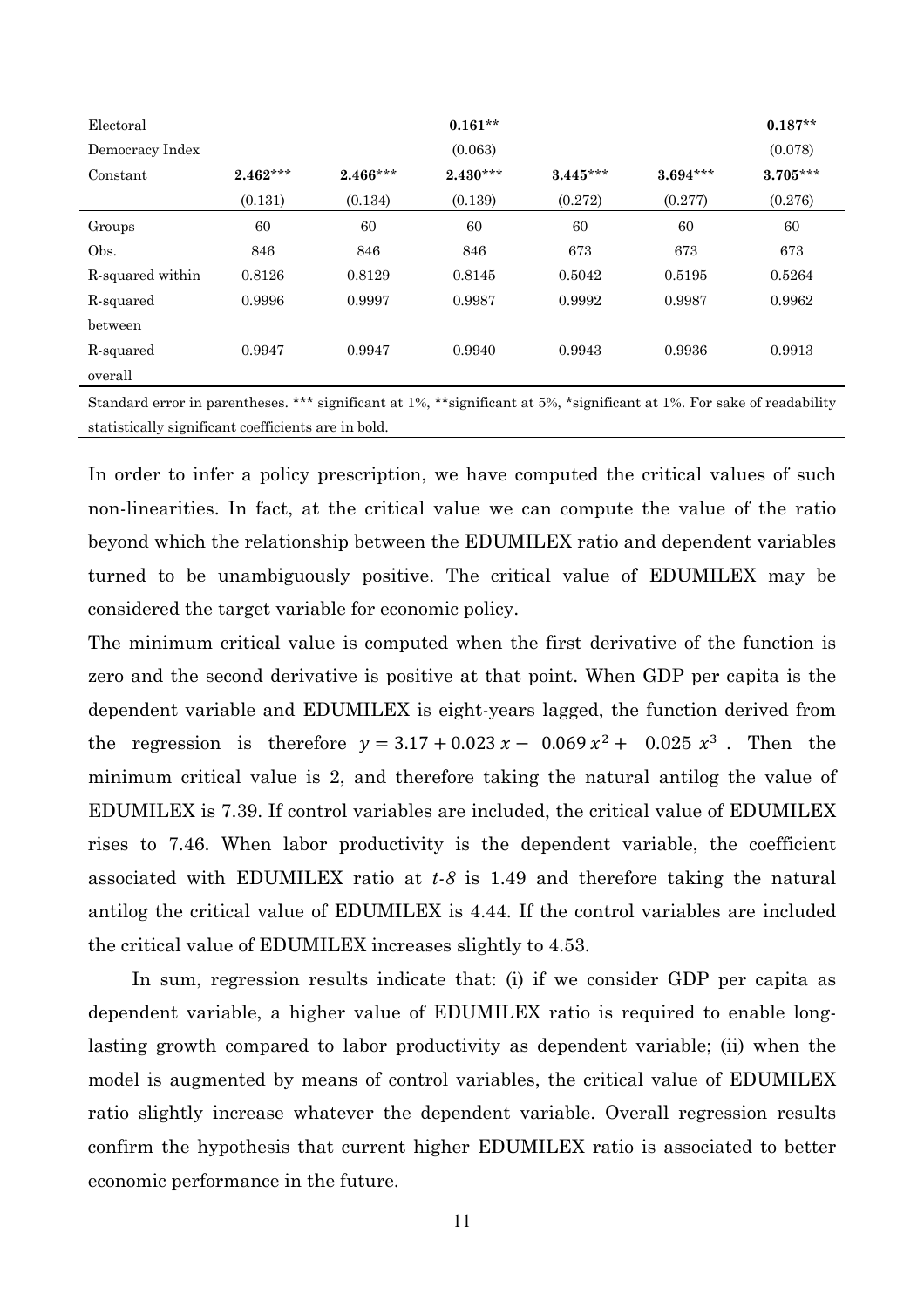| | | | | | | |
|---|---|---|---|---|---|---|
| Electoral Democracy Index | | | **0.161**** | | | **0.187**** |
| | | | (0.063) | | | (0.078) |
| Constant | **2.462***** | **2.466***** | **2.430***** | **3.445***** | **3.694***** | **3.705***** |
| | (0.131) | (0.134) | (0.139) | (0.272) | (0.277) | (0.276) |
| Groups | 60 | 60 | 60 | 60 | 60 | 60 |
| Obs. | 846 | 846 | 846 | 673 | 673 | 673 |
| R-squared within | 0.8126 | 0.8129 | 0.8145 | 0.5042 | 0.5195 | 0.5264 |
| R-squared between | 0.9996 | 0.9997 | 0.9987 | 0.9992 | 0.9987 | 0.9962 |
| R-squared overall | 0.9947 | 0.9947 | 0.9940 | 0.9943 | 0.9936 | 0.9913 |

Standard error in parentheses. *** significant at 1%, **significant at 5%, *significant at 1%. For sake of readability statistically significant coefficients are in bold.

In order to infer a policy prescription, we have computed the critical values of such non-linearities. In fact, at the critical value we can compute the value of the ratio beyond which the relationship between the EDUMILEX ratio and dependent variables turned to be unambiguously positive. The critical value of EDUMILEX may be considered the target variable for economic policy.

The minimum critical value is computed when the first derivative of the function is zero and the second derivative is positive at that point. When GDP per capita is the dependent variable and EDUMILEX is eight-years lagged, the function derived from the regression is therefore $y = 3.17 + 0.023\,x - 0.069\,x^2 + 0.025\,x^3$ . Then the minimum critical value is 2, and therefore taking the natural antilog the value of EDUMILEX is 7.39. If control variables are included, the critical value of EDUMILEX rises to 7.46. When labor productivity is the dependent variable, the coefficient associated with EDUMILEX ratio at *t-8* is 1.49 and therefore taking the natural antilog the critical value of EDUMILEX is 4.44. If the control variables are included the critical value of EDUMILEX increases slightly to 4.53.

In sum, regression results indicate that: (i) if we consider GDP per capita as dependent variable, a higher value of EDUMILEX ratio is required to enable long-lasting growth compared to labor productivity as dependent variable; (ii) when the model is augmented by means of control variables, the critical value of EDUMILEX ratio slightly increase whatever the dependent variable. Overall regression results confirm the hypothesis that current higher EDUMILEX ratio is associated to better economic performance in the future.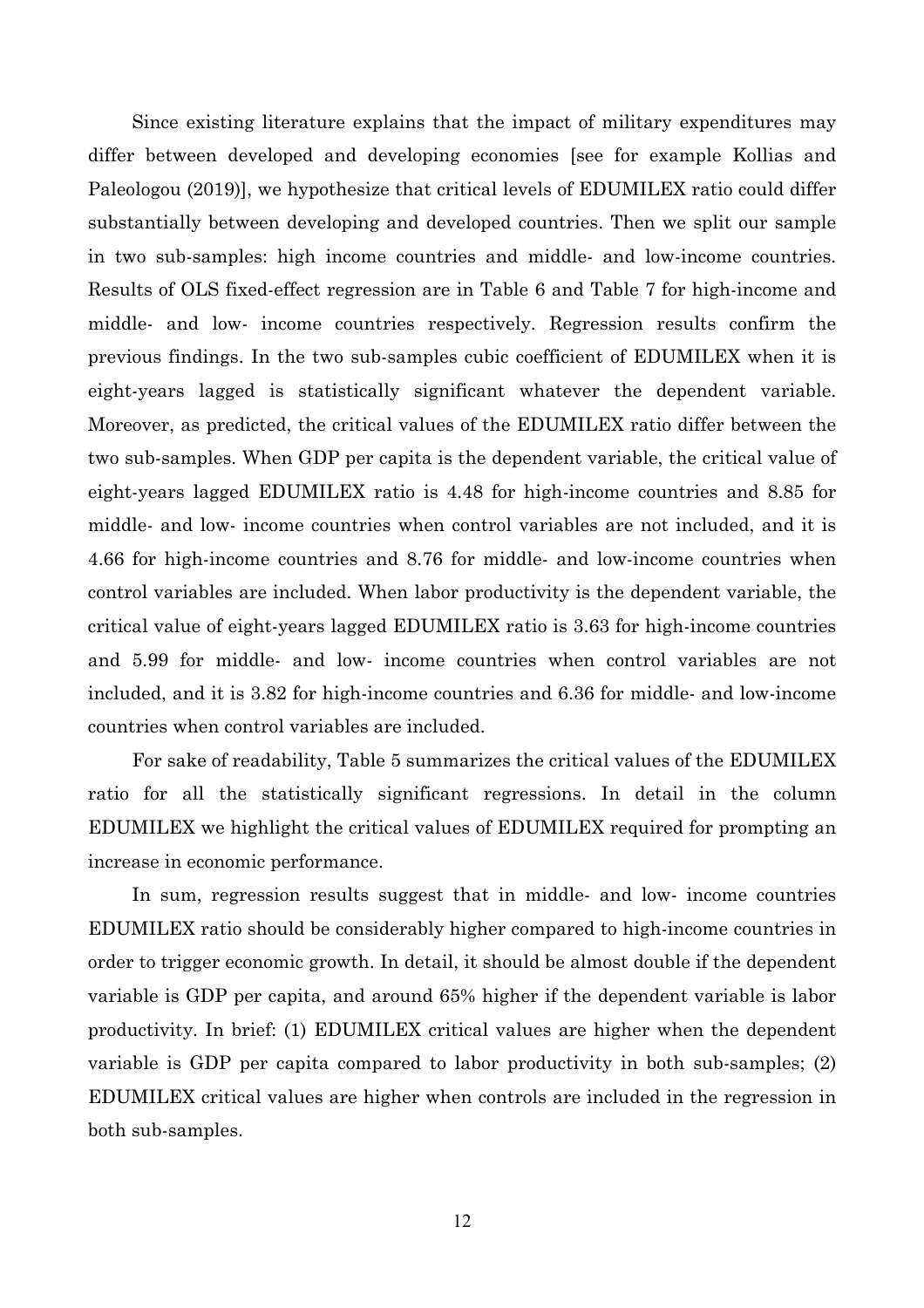Since existing literature explains that the impact of military expenditures may differ between developed and developing economies [see for example Kollias and Paleologou (2019)], we hypothesize that critical levels of EDUMILEX ratio could differ substantially between developing and developed countries. Then we split our sample in two sub-samples: high income countries and middle- and low-income countries. Results of OLS fixed-effect regression are in Table 6 and Table 7 for high-income and middle- and low- income countries respectively. Regression results confirm the previous findings. In the two sub-samples cubic coefficient of EDUMILEX when it is eight-years lagged is statistically significant whatever the dependent variable. Moreover, as predicted, the critical values of the EDUMILEX ratio differ between the two sub-samples. When GDP per capita is the dependent variable, the critical value of eight-years lagged EDUMILEX ratio is 4.48 for high-income countries and 8.85 for middle- and low- income countries when control variables are not included, and it is 4.66 for high-income countries and 8.76 for middle- and low-income countries when control variables are included. When labor productivity is the dependent variable, the critical value of eight-years lagged EDUMILEX ratio is 3.63 for high-income countries and 5.99 for middle- and low- income countries when control variables are not included, and it is 3.82 for high-income countries and 6.36 for middle- and low-income countries when control variables are included.

For sake of readability, Table 5 summarizes the critical values of the EDUMILEX ratio for all the statistically significant regressions. In detail in the column EDUMILEX we highlight the critical values of EDUMILEX required for prompting an increase in economic performance.

In sum, regression results suggest that in middle- and low- income countries EDUMILEX ratio should be considerably higher compared to high-income countries in order to trigger economic growth. In detail, it should be almost double if the dependent variable is GDP per capita, and around 65% higher if the dependent variable is labor productivity. In brief: (1) EDUMILEX critical values are higher when the dependent variable is GDP per capita compared to labor productivity in both sub-samples; (2) EDUMILEX critical values are higher when controls are included in the regression in both sub-samples.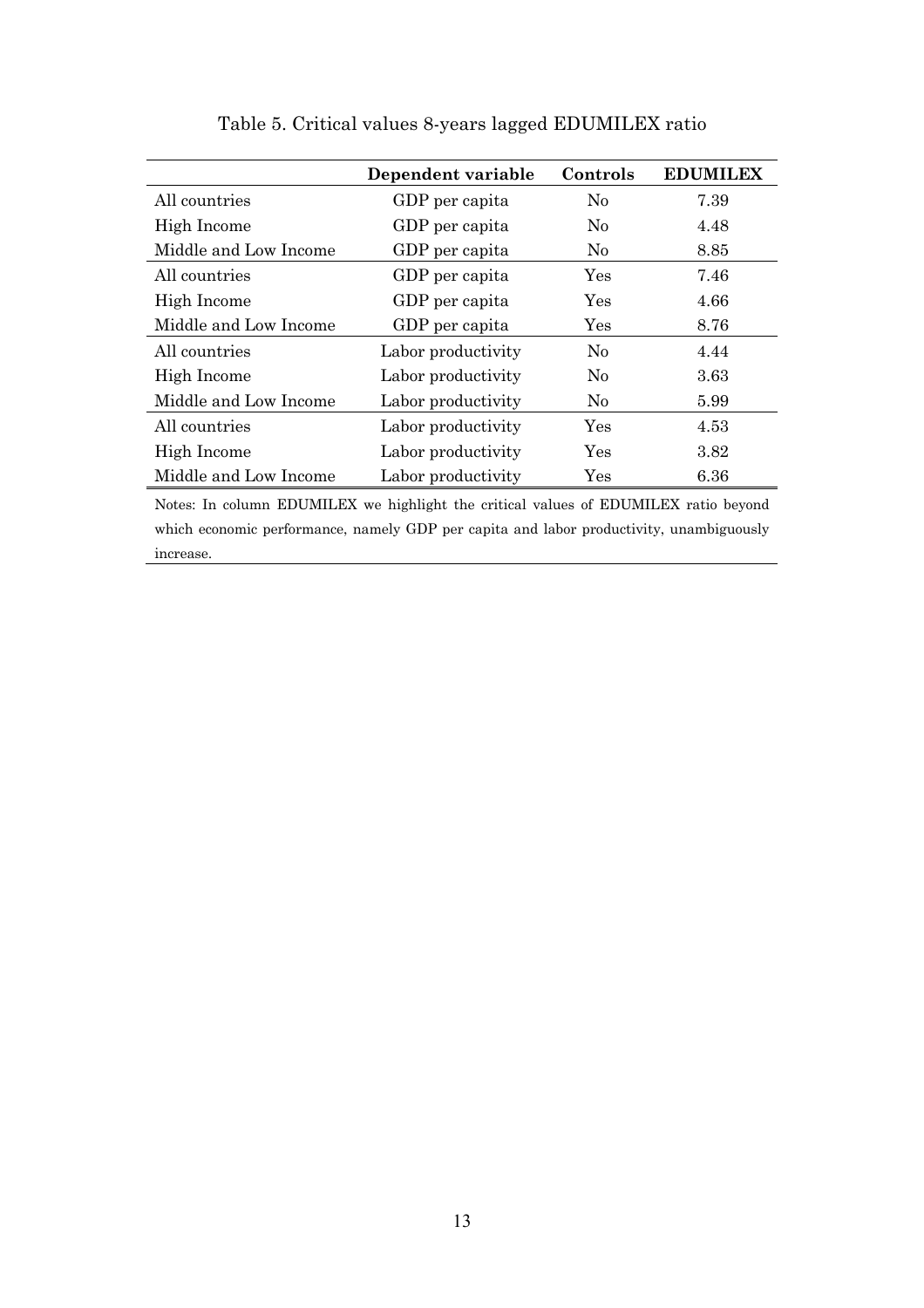Table 5. Critical values 8-years lagged EDUMILEX ratio

| | **Dependent variable** | **Controls** | **EDUMILEX** |
|---|---|---|---|
| All countries | GDP per capita | No | 7.39 |
| High Income | GDP per capita | No | 4.48 |
| Middle and Low Income | GDP per capita | No | 8.85 |
| All countries | GDP per capita | Yes | 7.46 |
| High Income | GDP per capita | Yes | 4.66 |
| Middle and Low Income | GDP per capita | Yes | 8.76 |
| All countries | Labor productivity | No | 4.44 |
| High Income | Labor productivity | No | 3.63 |
| Middle and Low Income | Labor productivity | No | 5.99 |
| All countries | Labor productivity | Yes | 4.53 |
| High Income | Labor productivity | Yes | 3.82 |
| Middle and Low Income | Labor productivity | Yes | 6.36 |

Notes: In column EDUMILEX we highlight the critical values of EDUMILEX ratio beyond which economic performance, namely GDP per capita and labor productivity, unambiguously increase.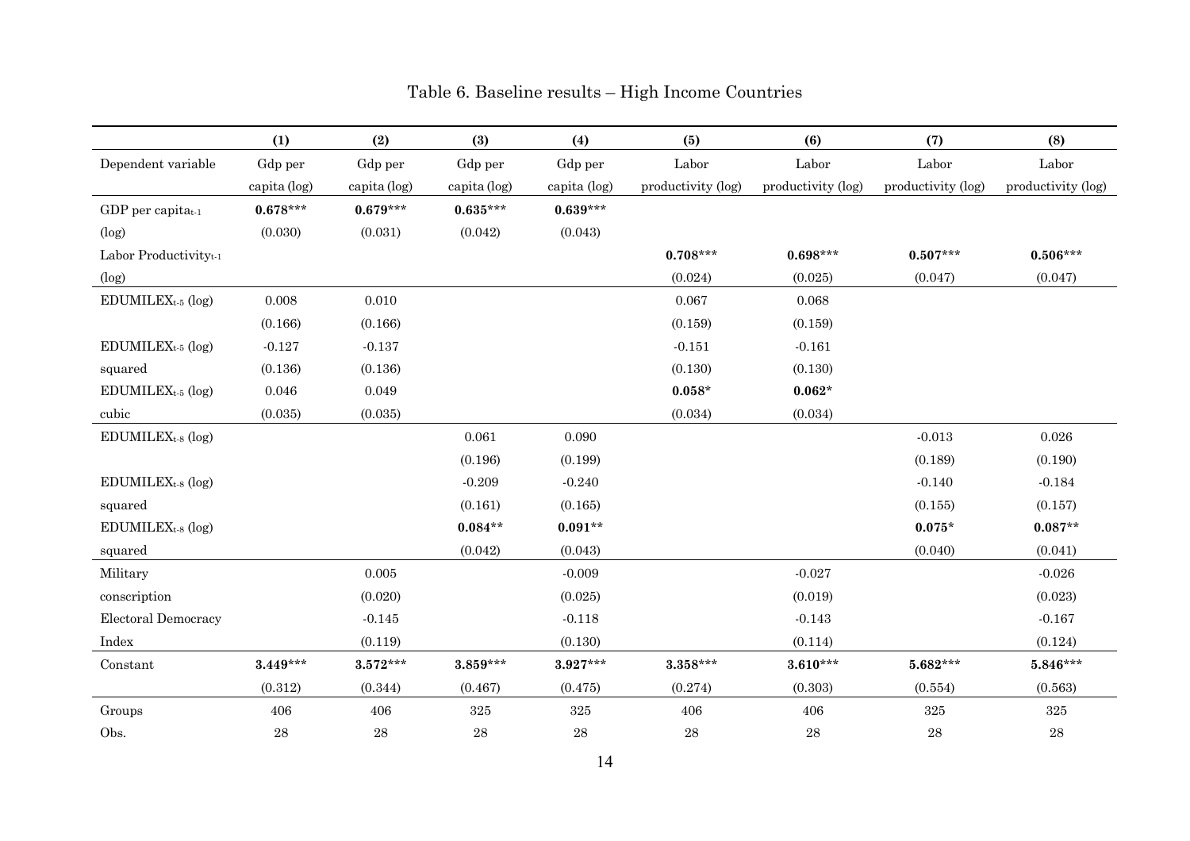Table 6. Baseline results – High Income Countries

| | (1) | (2) | (3) | (4) | (5) | (6) | (7) | (8) |
|---|---|---|---|---|---|---|---|---|
| Dependent variable | Gdp per capita (log) | Gdp per capita (log) | Gdp per capita (log) | Gdp per capita (log) | Labor productivity (log) | Labor productivity (log) | Labor productivity (log) | Labor productivity (log) |
| GDP per capita$_{t-1}$ | **0.678*** ** | **0.679*** ** | **0.635*** ** | **0.639*** ** | | | | |
| (log) | (0.030) | (0.031) | (0.042) | (0.043) | | | | |
| Labor Productivity$_{t-1}$ | | | | | **0.708*** ** | **0.698*** ** | **0.507*** ** | **0.506*** ** |
| (log) | | | | | (0.024) | (0.025) | (0.047) | (0.047) |
| EDUMILEX$_{t-5}$ (log) | 0.008 | 0.010 | | | 0.067 | 0.068 | | |
| | (0.166) | (0.166) | | | (0.159) | (0.159) | | |
| EDUMILEX$_{t-5}$ (log) | -0.127 | -0.137 | | | -0.151 | -0.161 | | |
| squared | (0.136) | (0.136) | | | (0.130) | (0.130) | | |
| EDUMILEX$_{t-5}$ (log) | 0.046 | 0.049 | | | **0.058*** | **0.062*** | | |
| cubic | (0.035) | (0.035) | | | (0.034) | (0.034) | | |
| EDUMILEX$_{t-8}$ (log) | | | 0.061 | 0.090 | | | -0.013 | 0.026 |
| | | | (0.196) | (0.199) | | | (0.189) | (0.190) |
| EDUMILEX$_{t-8}$ (log) | | | -0.209 | -0.240 | | | -0.140 | -0.184 |
| squared | | | (0.161) | (0.165) | | | (0.155) | (0.157) |
| EDUMILEX$_{t-8}$ (log) | | | **0.084**** | **0.091**** | | | **0.075*** | **0.087**** |
| squared | | | (0.042) | (0.043) | | | (0.040) | (0.041) |
| Military | | 0.005 | | -0.009 | | -0.027 | | -0.026 |
| conscription | | (0.020) | | (0.025) | | (0.019) | | (0.023) |
| Electoral Democracy | | -0.145 | | -0.118 | | -0.143 | | -0.167 |
| Index | | (0.119) | | (0.130) | | (0.114) | | (0.124) |
| Constant | **3.449*** ** | **3.572*** ** | **3.859*** ** | **3.927*** ** | **3.358*** ** | **3.610*** ** | **5.682*** ** | **5.846*** ** |
| | (0.312) | (0.344) | (0.467) | (0.475) | (0.274) | (0.303) | (0.554) | (0.563) |
| Groups | 406 | 406 | 325 | 325 | 406 | 406 | 325 | 325 |
| Obs. | 28 | 28 | 28 | 28 | 28 | 28 | 28 | 28 |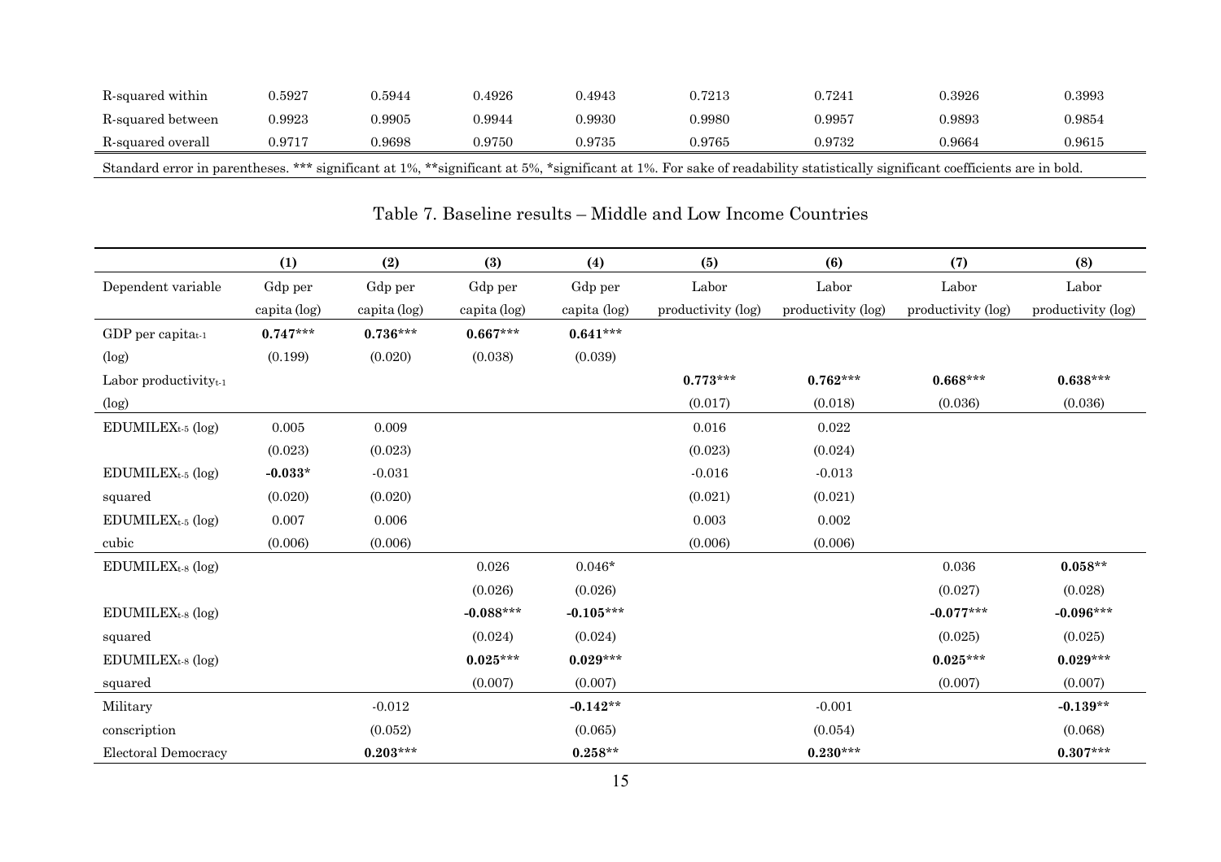| | | | | | | | | |
|---|---|---|---|---|---|---|---|---|
| R-squared within | 0.5927 | 0.5944 | 0.4926 | 0.4943 | 0.7213 | 0.7241 | 0.3926 | 0.3993 |
| R-squared between | 0.9923 | 0.9905 | 0.9944 | 0.9930 | 0.9980 | 0.9957 | 0.9893 | 0.9854 |
| R-squared overall | 0.9717 | 0.9698 | 0.9750 | 0.9735 | 0.9765 | 0.9732 | 0.9664 | 0.9615 |

Standard error in parentheses. *** significant at 1%, **significant at 5%, *significant at 1%. For sake of readability statistically significant coefficients are in bold.

## Table 7. Baseline results – Middle and Low Income Countries

| | (1) | (2) | (3) | (4) | (5) | (6) | (7) | (8) |
|---|---|---|---|---|---|---|---|---|
| Dependent variable | Gdp per capita (log) | Gdp per capita (log) | Gdp per capita (log) | Gdp per capita (log) | Labor productivity (log) | Labor productivity (log) | Labor productivity (log) | Labor productivity (log) |
| GDP per capita$_{t-1}$ (log) | **0.747***** | **0.736***** | **0.667***** | **0.641***** | | | | |
| | (0.199) | (0.020) | (0.038) | (0.039) | | | | |
| Labor productivity$_{t-1}$ (log) | | | | | **0.773***** | **0.762***** | **0.668***** | **0.638***** |
| | | | | | (0.017) | (0.018) | (0.036) | (0.036) |
| EDUMILEX$_{t-5}$ (log) | 0.005 | 0.009 | | | 0.016 | 0.022 | | |
| | (0.023) | (0.023) | | | (0.023) | (0.024) | | |
| EDUMILEX$_{t-5}$ (log) squared | **-0.033*** | -0.031 | | | -0.016 | -0.013 | | |
| | (0.020) | (0.020) | | | (0.021) | (0.021) | | |
| EDUMILEX$_{t-5}$ (log) cubic | 0.007 | 0.006 | | | 0.003 | 0.002 | | |
| | (0.006) | (0.006) | | | (0.006) | (0.006) | | |
| EDUMILEX$_{t-8}$ (log) | | | 0.026 | 0.046* | | | 0.036 | **0.058**** |
| | | | (0.026) | (0.026) | | | (0.027) | (0.028) |
| EDUMILEX$_{t-8}$ (log) squared | | | **-0.088***** | **-0.105***** | | | **-0.077***** | **-0.096***** |
| | | | (0.024) | (0.024) | | | (0.025) | (0.025) |
| EDUMILEX$_{t-8}$ (log) squared | | | **0.025***** | **0.029***** | | | **0.025***** | **0.029***** |
| | | | (0.007) | (0.007) | | | (0.007) | (0.007) |
| Military conscription | | -0.012 | | **-0.142**** | | -0.001 | | **-0.139**** |
| | | (0.052) | | (0.065) | | (0.054) | | (0.068) |
| Electoral Democracy | | **0.203***** | | **0.258**** | | **0.230***** | | **0.307***** |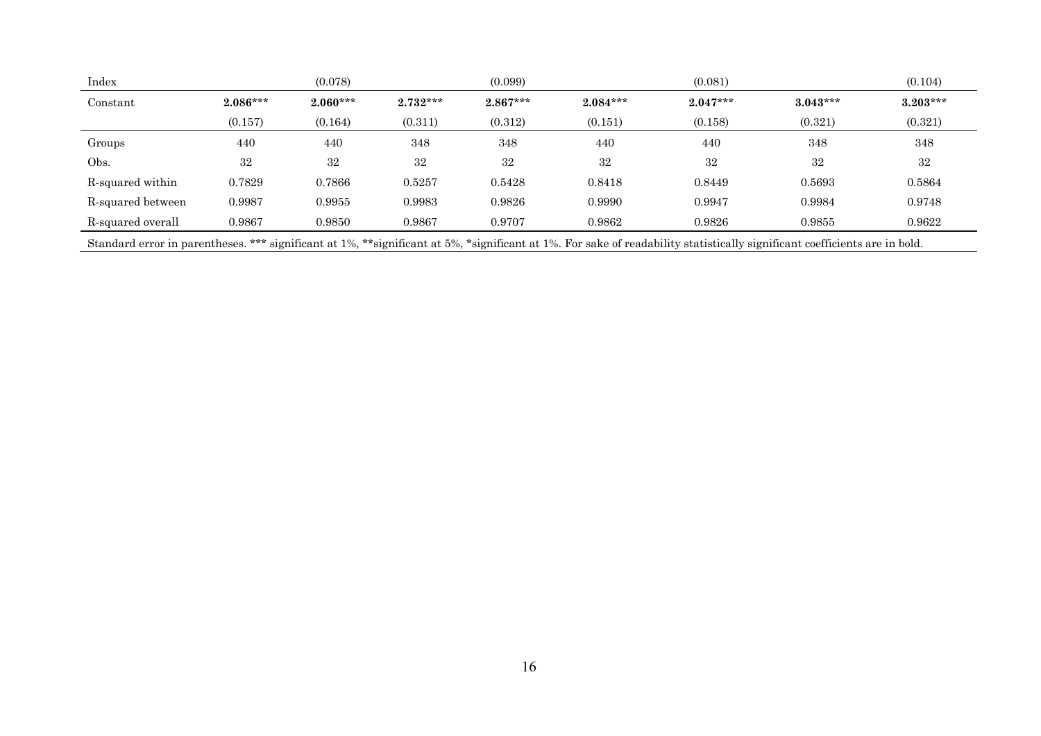| Index | | (0.078) | | (0.099) | | (0.081) | | (0.104) |
|---|---|---|---|---|---|---|---|---|
| Constant | **2.086**\*\*\* | **2.060**\*\*\* | **2.732**\*\*\* | **2.867**\*\*\* | **2.084**\*\*\* | **2.047**\*\*\* | **3.043**\*\*\* | **3.203**\*\*\* |
| | (0.157) | (0.164) | (0.311) | (0.312) | (0.151) | (0.158) | (0.321) | (0.321) |
| Groups | 440 | 440 | 348 | 348 | 440 | 440 | 348 | 348 |
| Obs. | 32 | 32 | 32 | 32 | 32 | 32 | 32 | 32 |
| R-squared within | 0.7829 | 0.7866 | 0.5257 | 0.5428 | 0.8418 | 0.8449 | 0.5693 | 0.5864 |
| R-squared between | 0.9987 | 0.9955 | 0.9983 | 0.9826 | 0.9990 | 0.9947 | 0.9984 | 0.9748 |
| R-squared overall | 0.9867 | 0.9850 | 0.9867 | 0.9707 | 0.9862 | 0.9826 | 0.9855 | 0.9622 |

Standard error in parentheses. *** significant at 1%, **significant at 5%, *significant at 1%. For sake of readability statistically significant coefficients are in bold.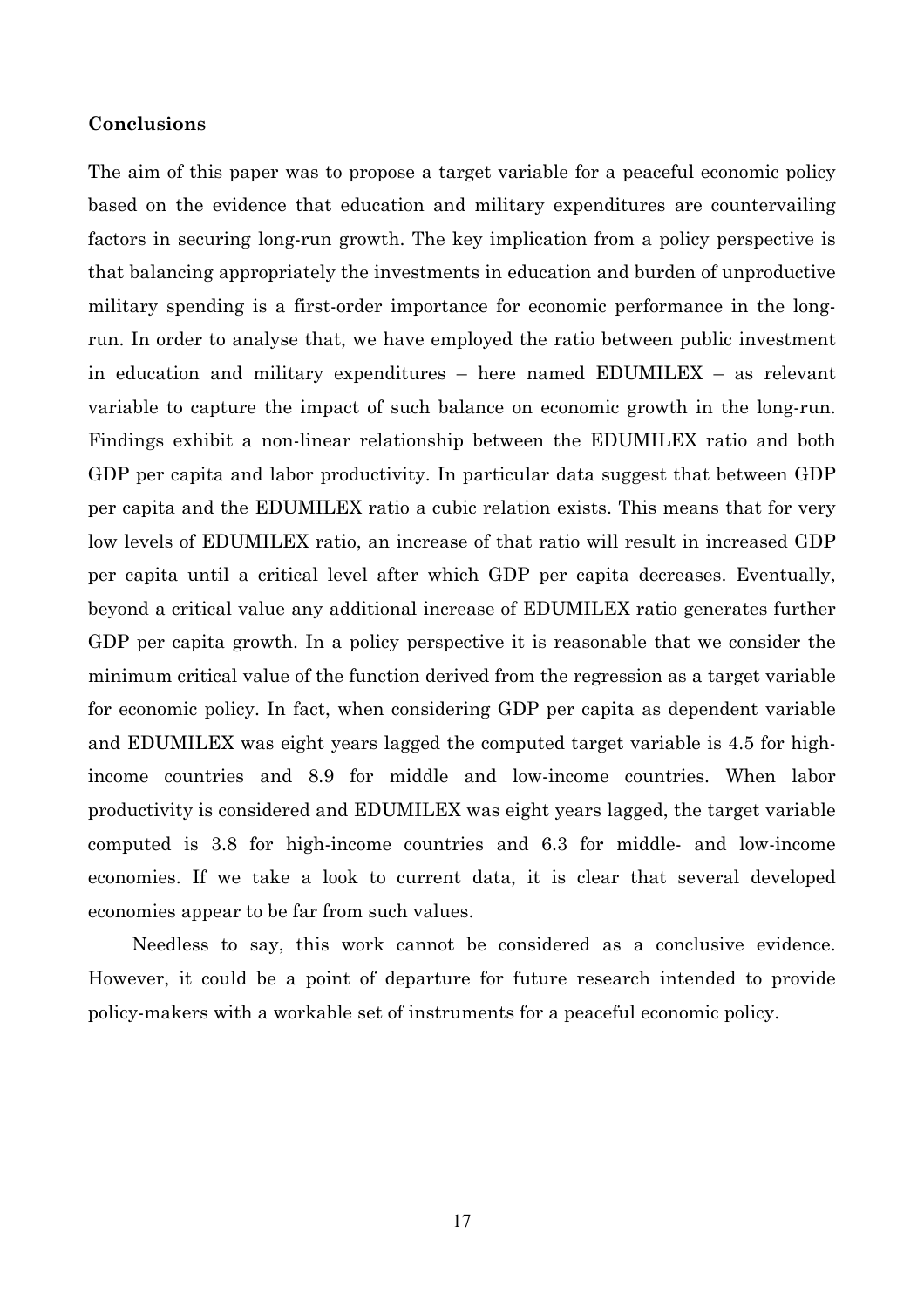## Conclusions

The aim of this paper was to propose a target variable for a peaceful economic policy based on the evidence that education and military expenditures are countervailing factors in securing long-run growth. The key implication from a policy perspective is that balancing appropriately the investments in education and burden of unproductive military spending is a first-order importance for economic performance in the long-run. In order to analyse that, we have employed the ratio between public investment in education and military expenditures – here named EDUMILEX – as relevant variable to capture the impact of such balance on economic growth in the long-run. Findings exhibit a non-linear relationship between the EDUMILEX ratio and both GDP per capita and labor productivity. In particular data suggest that between GDP per capita and the EDUMILEX ratio a cubic relation exists. This means that for very low levels of EDUMILEX ratio, an increase of that ratio will result in increased GDP per capita until a critical level after which GDP per capita decreases. Eventually, beyond a critical value any additional increase of EDUMILEX ratio generates further GDP per capita growth. In a policy perspective it is reasonable that we consider the minimum critical value of the function derived from the regression as a target variable for economic policy. In fact, when considering GDP per capita as dependent variable and EDUMILEX was eight years lagged the computed target variable is 4.5 for high-income countries and 8.9 for middle and low-income countries. When labor productivity is considered and EDUMILEX was eight years lagged, the target variable computed is 3.8 for high-income countries and 6.3 for middle- and low-income economies. If we take a look to current data, it is clear that several developed economies appear to be far from such values.

Needless to say, this work cannot be considered as a conclusive evidence. However, it could be a point of departure for future research intended to provide policy-makers with a workable set of instruments for a peaceful economic policy.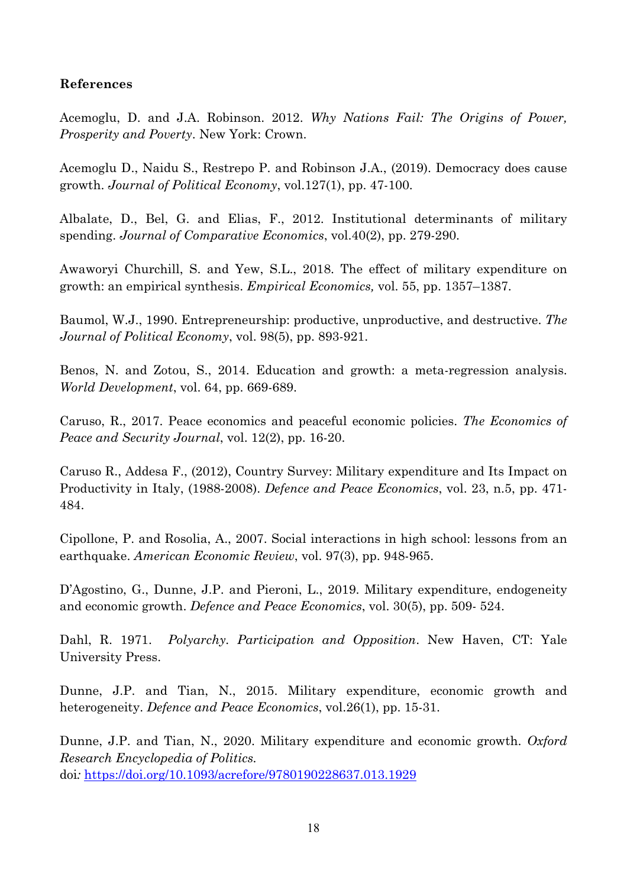**References**

Acemoglu, D. and J.A. Robinson. 2012. *Why Nations Fail: The Origins of Power, Prosperity and Poverty*. New York: Crown.

Acemoglu D., Naidu S., Restrepo P. and Robinson J.A., (2019). Democracy does cause growth. *Journal of Political Economy*, vol.127(1), pp. 47-100.

Albalate, D., Bel, G. and Elias, F., 2012. Institutional determinants of military spending. *Journal of Comparative Economics*, vol.40(2), pp. 279-290.

Awaworyi Churchill, S. and Yew, S.L., 2018. The effect of military expenditure on growth: an empirical synthesis. *Empirical Economics,* vol. 55, pp. 1357–1387.

Baumol, W.J., 1990. Entrepreneurship: productive, unproductive, and destructive. *The Journal of Political Economy*, vol. 98(5), pp. 893-921.

Benos, N. and Zotou, S., 2014. Education and growth: a meta-regression analysis. *World Development*, vol. 64, pp. 669-689.

Caruso, R., 2017. Peace economics and peaceful economic policies. *The Economics of Peace and Security Journal*, vol. 12(2), pp. 16-20.

Caruso R., Addesa F., (2012), Country Survey: Military expenditure and Its Impact on Productivity in Italy, (1988-2008). *Defence and Peace Economics*, vol. 23, n.5, pp. 471-484.

Cipollone, P. and Rosolia, A., 2007. Social interactions in high school: lessons from an earthquake. *American Economic Review*, vol. 97(3), pp. 948-965.

D'Agostino, G., Dunne, J.P. and Pieroni, L., 2019. Military expenditure, endogeneity and economic growth. *Defence and Peace Economics*, vol. 30(5), pp. 509- 524.

Dahl, R. 1971. *Polyarchy. Participation and Opposition*. New Haven, CT: Yale University Press.

Dunne, J.P. and Tian, N., 2015. Military expenditure, economic growth and heterogeneity. *Defence and Peace Economics*, vol.26(1), pp. 15-31.

Dunne, J.P. and Tian, N., 2020. Military expenditure and economic growth. *Oxford Research Encyclopedia of Politics.* doi*:* https://doi.org/10.1093/acrefore/9780190228637.013.1929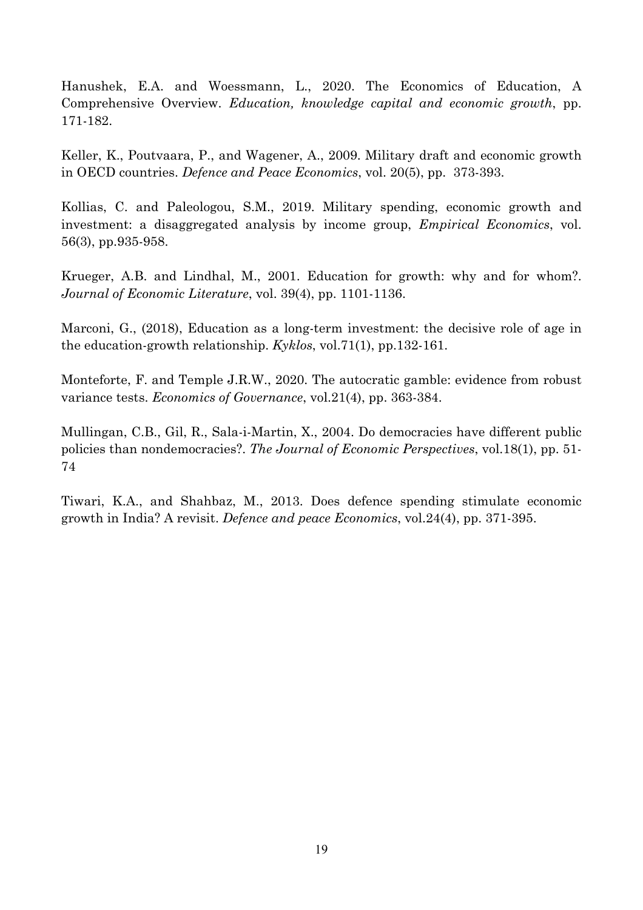Hanushek, E.A. and Woessmann, L., 2020. The Economics of Education, A Comprehensive Overview. *Education, knowledge capital and economic growth*, pp. 171-182.

Keller, K., Poutvaara, P., and Wagener, A., 2009. Military draft and economic growth in OECD countries. *Defence and Peace Economics*, vol. 20(5), pp. 373-393.

Kollias, C. and Paleologou, S.M., 2019. Military spending, economic growth and investment: a disaggregated analysis by income group, *Empirical Economics*, vol. 56(3), pp.935-958.

Krueger, A.B. and Lindhal, M., 2001. Education for growth: why and for whom?. *Journal of Economic Literature*, vol. 39(4), pp. 1101-1136.

Marconi, G., (2018), Education as a long-term investment: the decisive role of age in the education-growth relationship. *Kyklos*, vol.71(1), pp.132-161.

Monteforte, F. and Temple J.R.W., 2020. The autocratic gamble: evidence from robust variance tests. *Economics of Governance*, vol.21(4), pp. 363-384.

Mullingan, C.B., Gil, R., Sala-i-Martin, X., 2004. Do democracies have different public policies than nondemocracies?. *The Journal of Economic Perspectives*, vol.18(1), pp. 51-74

Tiwari, K.A., and Shahbaz, M., 2013. Does defence spending stimulate economic growth in India? A revisit. *Defence and peace Economics*, vol.24(4), pp. 371-395.